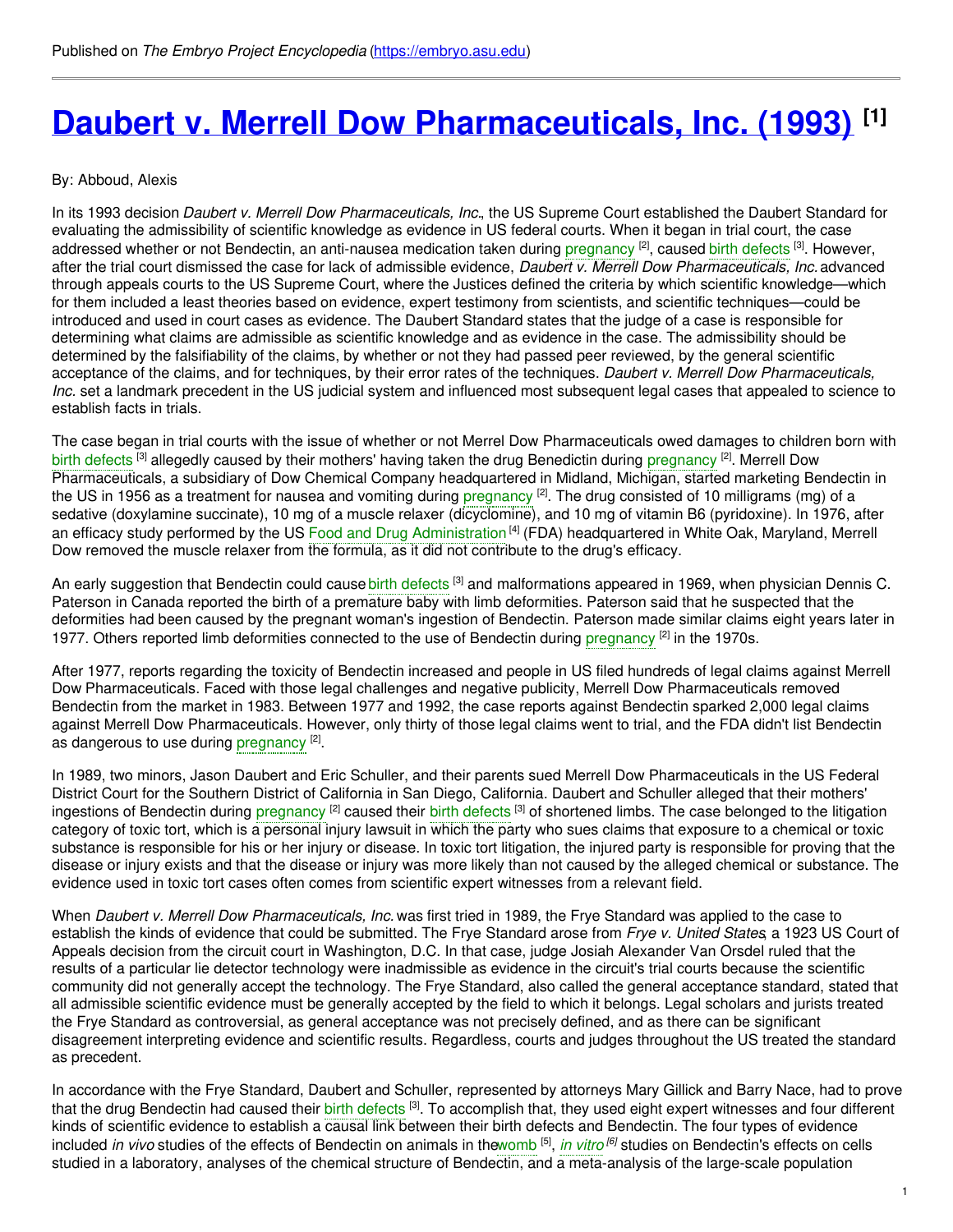Published on *The Embryo Project Encyclopedia* (https://embryo.asu.edu)

# Daubert v. Merrell Dow Pharmaceuticals, Inc. (1993) [1]

By: Abboud, Alexis

In its 1993 decision *Daubert v. Merrell Dow Pharmaceuticals, Inc.*, the US Supreme Court established the Daubert Standard for evaluating the admissibility of scientific knowledge as evidence in US federal courts. When it began in trial court, the case addressed whether or not Bendectin, an anti-nausea medication taken during pregnancy [2], caused birth defects [3]. However, after the trial court dismissed the case for lack of admissible evidence, *Daubert v. Merrell Dow Pharmaceuticals, Inc.* advanced through appeals courts to the US Supreme Court, where the Justices defined the criteria by which scientific knowledge—which for them included a least theories based on evidence, expert testimony from scientists, and scientific techniques—could be introduced and used in court cases as evidence. The Daubert Standard states that the judge of a case is responsible for determining what claims are admissible as scientific knowledge and as evidence in the case. The admissibility should be determined by the falsifiability of the claims, by whether or not they had passed peer reviewed, by the general scientific acceptance of the claims, and for techniques, by their error rates of the techniques. *Daubert v. Merrell Dow Pharmaceuticals, Inc.* set a landmark precedent in the US judicial system and influenced most subsequent legal cases that appealed to science to establish facts in trials.

The case began in trial courts with the issue of whether or not Merrel Dow Pharmaceuticals owed damages to children born with birth defects [3] allegedly caused by their mothers' having taken the drug Benedictin during pregnancy [2]. Merrell Dow Pharmaceuticals, a subsidiary of Dow Chemical Company headquartered in Midland, Michigan, started marketing Bendectin in the US in 1956 as a treatment for nausea and vomiting during pregnancy [2]. The drug consisted of 10 milligrams (mg) of a sedative (doxylamine succinate), 10 mg of a muscle relaxer (dicyclomine), and 10 mg of vitamin B6 (pyridoxine). In 1976, after an efficacy study performed by the US Food and Drug Administration [4] (FDA) headquartered in White Oak, Maryland, Merrell Dow removed the muscle relaxer from the formula, as it did not contribute to the drug's efficacy.

An early suggestion that Bendectin could cause birth defects [3] and malformations appeared in 1969, when physician Dennis C. Paterson in Canada reported the birth of a premature baby with limb deformities. Paterson said that he suspected that the deformities had been caused by the pregnant woman's ingestion of Bendectin. Paterson made similar claims eight years later in 1977. Others reported limb deformities connected to the use of Bendectin during pregnancy [2] in the 1970s.

After 1977, reports regarding the toxicity of Bendectin increased and people in US filed hundreds of legal claims against Merrell Dow Pharmaceuticals. Faced with those legal challenges and negative publicity, Merrell Dow Pharmaceuticals removed Bendectin from the market in 1983. Between 1977 and 1992, the case reports against Bendectin sparked 2,000 legal claims against Merrell Dow Pharmaceuticals. However, only thirty of those legal claims went to trial, and the FDA didn't list Bendectin as dangerous to use during pregnancy [2].

In 1989, two minors, Jason Daubert and Eric Schuller, and their parents sued Merrell Dow Pharmaceuticals in the US Federal District Court for the Southern District of California in San Diego, California. Daubert and Schuller alleged that their mothers' ingestions of Bendectin during pregnancy [2] caused their birth defects [3] of shortened limbs. The case belonged to the litigation category of toxic tort, which is a personal injury lawsuit in which the party who sues claims that exposure to a chemical or toxic substance is responsible for his or her injury or disease. In toxic tort litigation, the injured party is responsible for proving that the disease or injury exists and that the disease or injury was more likely than not caused by the alleged chemical or substance. The evidence used in toxic tort cases often comes from scientific expert witnesses from a relevant field.

When *Daubert v. Merrell Dow Pharmaceuticals, Inc.* was first tried in 1989, the Frye Standard was applied to the case to establish the kinds of evidence that could be submitted. The Frye Standard arose from *Frye v. United States*, a 1923 US Court of Appeals decision from the circuit court in Washington, D.C. In that case, judge Josiah Alexander Van Orsdel ruled that the results of a particular lie detector technology were inadmissible as evidence in the circuit's trial courts because the scientific community did not generally accept the technology. The Frye Standard, also called the general acceptance standard, stated that all admissible scientific evidence must be generally accepted by the field to which it belongs. Legal scholars and jurists treated the Frye Standard as controversial, as general acceptance was not precisely defined, and as there can be significant disagreement interpreting evidence and scientific results. Regardless, courts and judges throughout the US treated the standard as precedent.

In accordance with the Frye Standard, Daubert and Schuller, represented by attorneys Mary Gillick and Barry Nace, had to prove that the drug Bendectin had caused their birth defects [3]. To accomplish that, they used eight expert witnesses and four different kinds of scientific evidence to establish a causal link between their birth defects and Bendectin. The four types of evidence included *in vivo* studies of the effects of Bendectin on animals in the womb [5], *in vitro* [6] studies on Bendectin's effects on cells studied in a laboratory, analyses of the chemical structure of Bendectin, and a meta-analysis of the large-scale population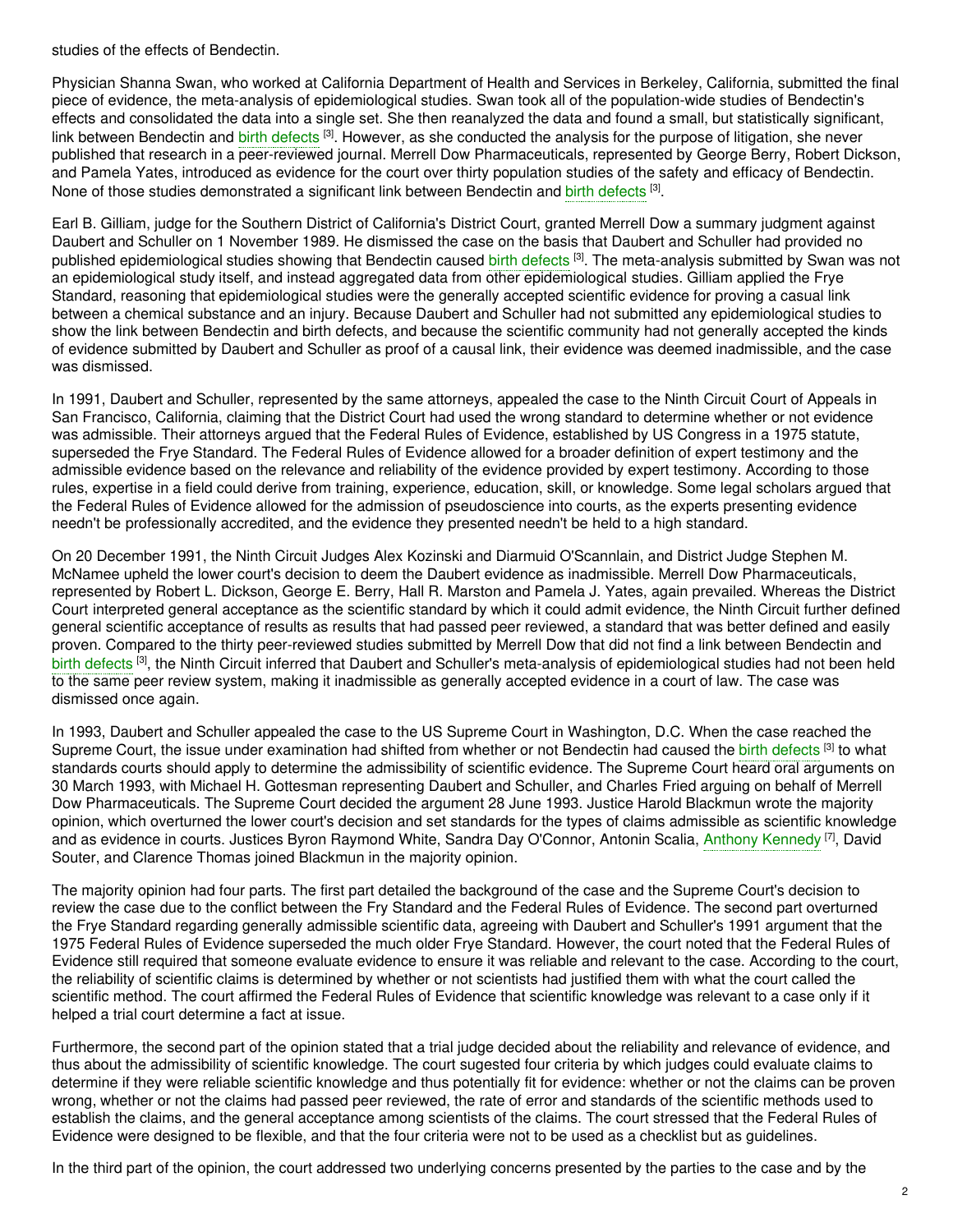studies of the effects of Bendectin.

Physician Shanna Swan, who worked at California Department of Health and Services in Berkeley, California, submitted the final piece of evidence, the meta-analysis of epidemiological studies. Swan took all of the population-wide studies of Bendectin's effects and consolidated the data into a single set. She then reanalyzed the data and found a small, but statistically significant, link between Bendectin and birth defects [3]. However, as she conducted the analysis for the purpose of litigation, she never published that research in a peer-reviewed journal. Merrell Dow Pharmaceuticals, represented by George Berry, Robert Dickson, and Pamela Yates, introduced as evidence for the court over thirty population studies of the safety and efficacy of Bendectin. None of those studies demonstrated a significant link between Bendectin and birth defects [3].

Earl B. Gilliam, judge for the Southern District of California's District Court, granted Merrell Dow a summary judgment against Daubert and Schuller on 1 November 1989. He dismissed the case on the basis that Daubert and Schuller had provided no published epidemiological studies showing that Bendectin caused birth defects [3]. The meta-analysis submitted by Swan was not an epidemiological study itself, and instead aggregated data from other epidemiological studies. Gilliam applied the Frye Standard, reasoning that epidemiological studies were the generally accepted scientific evidence for proving a casual link between a chemical substance and an injury. Because Daubert and Schuller had not submitted any epidemiological studies to show the link between Bendectin and birth defects, and because the scientific community had not generally accepted the kinds of evidence submitted by Daubert and Schuller as proof of a causal link, their evidence was deemed inadmissible, and the case was dismissed.

In 1991, Daubert and Schuller, represented by the same attorneys, appealed the case to the Ninth Circuit Court of Appeals in San Francisco, California, claiming that the District Court had used the wrong standard to determine whether or not evidence was admissible. Their attorneys argued that the Federal Rules of Evidence, established by US Congress in a 1975 statute, superseded the Frye Standard. The Federal Rules of Evidence allowed for a broader definition of expert testimony and the admissible evidence based on the relevance and reliability of the evidence provided by expert testimony. According to those rules, expertise in a field could derive from training, experience, education, skill, or knowledge. Some legal scholars argued that the Federal Rules of Evidence allowed for the admission of pseudoscience into courts, as the experts presenting evidence needn't be professionally accredited, and the evidence they presented needn't be held to a high standard.

On 20 December 1991, the Ninth Circuit Judges Alex Kozinski and Diarmuid O'Scannlain, and District Judge Stephen M. McNamee upheld the lower court's decision to deem the Daubert evidence as inadmissible. Merrell Dow Pharmaceuticals, represented by Robert L. Dickson, George E. Berry, Hall R. Marston and Pamela J. Yates, again prevailed. Whereas the District Court interpreted general acceptance as the scientific standard by which it could admit evidence, the Ninth Circuit further defined general scientific acceptance of results as results that had passed peer reviewed, a standard that was better defined and easily proven. Compared to the thirty peer-reviewed studies submitted by Merrell Dow that did not find a link between Bendectin and birth defects [3], the Ninth Circuit inferred that Daubert and Schuller's meta-analysis of epidemiological studies had not been held to the same peer review system, making it inadmissible as generally accepted evidence in a court of law. The case was dismissed once again.

In 1993, Daubert and Schuller appealed the case to the US Supreme Court in Washington, D.C. When the case reached the Supreme Court, the issue under examination had shifted from whether or not Bendectin had caused the birth defects [3] to what standards courts should apply to determine the admissibility of scientific evidence. The Supreme Court heard oral arguments on 30 March 1993, with Michael H. Gottesman representing Daubert and Schuller, and Charles Fried arguing on behalf of Merrell Dow Pharmaceuticals. The Supreme Court decided the argument 28 June 1993. Justice Harold Blackmun wrote the majority opinion, which overturned the lower court's decision and set standards for the types of claims admissible as scientific knowledge and as evidence in courts. Justices Byron Raymond White, Sandra Day O'Connor, Antonin Scalia, Anthony Kennedy [7], David Souter, and Clarence Thomas joined Blackmun in the majority opinion.

The majority opinion had four parts. The first part detailed the background of the case and the Supreme Court's decision to review the case due to the conflict between the Fry Standard and the Federal Rules of Evidence. The second part overturned the Frye Standard regarding generally admissible scientific data, agreeing with Daubert and Schuller's 1991 argument that the 1975 Federal Rules of Evidence superseded the much older Frye Standard. However, the court noted that the Federal Rules of Evidence still required that someone evaluate evidence to ensure it was reliable and relevant to the case. According to the court, the reliability of scientific claims is determined by whether or not scientists had justified them with what the court called the scientific method. The court affirmed the Federal Rules of Evidence that scientific knowledge was relevant to a case only if it helped a trial court determine a fact at issue.

Furthermore, the second part of the opinion stated that a trial judge decided about the reliability and relevance of evidence, and thus about the admissibility of scientific knowledge. The court sugested four criteria by which judges could evaluate claims to determine if they were reliable scientific knowledge and thus potentially fit for evidence: whether or not the claims can be proven wrong, whether or not the claims had passed peer reviewed, the rate of error and standards of the scientific methods used to establish the claims, and the general acceptance among scientists of the claims. The court stressed that the Federal Rules of Evidence were designed to be flexible, and that the four criteria were not to be used as a checklist but as guidelines.

In the third part of the opinion, the court addressed two underlying concerns presented by the parties to the case and by the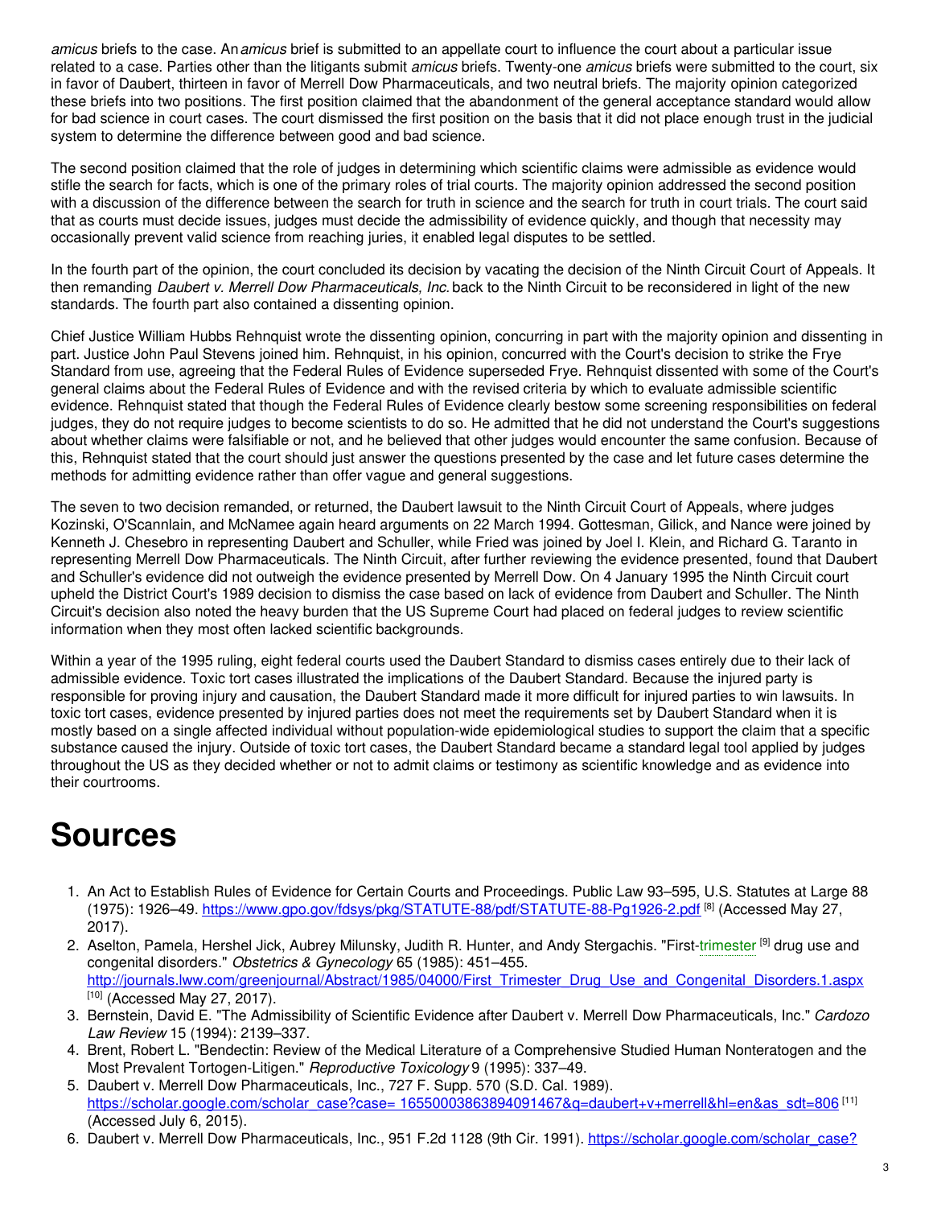*amicus* briefs to the case. An *amicus* brief is submitted to an appellate court to influence the court about a particular issue related to a case. Parties other than the litigants submit *amicus* briefs. Twenty-one *amicus* briefs were submitted to the court, six in favor of Daubert, thirteen in favor of Merrell Dow Pharmaceuticals, and two neutral briefs. The majority opinion categorized these briefs into two positions. The first position claimed that the abandonment of the general acceptance standard would allow for bad science in court cases. The court dismissed the first position on the basis that it did not place enough trust in the judicial system to determine the difference between good and bad science.

The second position claimed that the role of judges in determining which scientific claims were admissible as evidence would stifle the search for facts, which is one of the primary roles of trial courts. The majority opinion addressed the second position with a discussion of the difference between the search for truth in science and the search for truth in court trials. The court said that as courts must decide issues, judges must decide the admissibility of evidence quickly, and though that necessity may occasionally prevent valid science from reaching juries, it enabled legal disputes to be settled.

In the fourth part of the opinion, the court concluded its decision by vacating the decision of the Ninth Circuit Court of Appeals. It then remanding *Daubert v. Merrell Dow Pharmaceuticals, Inc.* back to the Ninth Circuit to be reconsidered in light of the new standards. The fourth part also contained a dissenting opinion.

Chief Justice William Hubbs Rehnquist wrote the dissenting opinion, concurring in part with the majority opinion and dissenting in part. Justice John Paul Stevens joined him. Rehnquist, in his opinion, concurred with the Court's decision to strike the Frye Standard from use, agreeing that the Federal Rules of Evidence superseded Frye. Rehnquist dissented with some of the Court's general claims about the Federal Rules of Evidence and with the revised criteria by which to evaluate admissible scientific evidence. Rehnquist stated that though the Federal Rules of Evidence clearly bestow some screening responsibilities on federal judges, they do not require judges to become scientists to do so. He admitted that he did not understand the Court's suggestions about whether claims were falsifiable or not, and he believed that other judges would encounter the same confusion. Because of this, Rehnquist stated that the court should just answer the questions presented by the case and let future cases determine the methods for admitting evidence rather than offer vague and general suggestions.

The seven to two decision remanded, or returned, the Daubert lawsuit to the Ninth Circuit Court of Appeals, where judges Kozinski, O'Scannlain, and McNamee again heard arguments on 22 March 1994. Gottesman, Gilick, and Nance were joined by Kenneth J. Chesebro in representing Daubert and Schuller, while Fried was joined by Joel I. Klein, and Richard G. Taranto in representing Merrell Dow Pharmaceuticals. The Ninth Circuit, after further reviewing the evidence presented, found that Daubert and Schuller's evidence did not outweigh the evidence presented by Merrell Dow. On 4 January 1995 the Ninth Circuit court upheld the District Court's 1989 decision to dismiss the case based on lack of evidence from Daubert and Schuller. The Ninth Circuit's decision also noted the heavy burden that the US Supreme Court had placed on federal judges to review scientific information when they most often lacked scientific backgrounds.

Within a year of the 1995 ruling, eight federal courts used the Daubert Standard to dismiss cases entirely due to their lack of admissible evidence. Toxic tort cases illustrated the implications of the Daubert Standard. Because the injured party is responsible for proving injury and causation, the Daubert Standard made it more difficult for injured parties to win lawsuits. In toxic tort cases, evidence presented by injured parties does not meet the requirements set by Daubert Standard when it is mostly based on a single affected individual without population-wide epidemiological studies to support the claim that a specific substance caused the injury. Outside of toxic tort cases, the Daubert Standard became a standard legal tool applied by judges throughout the US as they decided whether or not to admit claims or testimony as scientific knowledge and as evidence into their courtrooms.

# Sources

1. An Act to Establish Rules of Evidence for Certain Courts and Proceedings. Public Law 93–595, U.S. Statutes at Large 88 (1975): 1926–49. https://www.gpo.gov/fdsys/pkg/STATUTE-88/pdf/STATUTE-88-Pg1926-2.pdf [8] (Accessed May 27, 2017).
2. Aselton, Pamela, Hershel Jick, Aubrey Milunsky, Judith R. Hunter, and Andy Stergachis. "First-trimester [9] drug use and congenital disorders." *Obstetrics & Gynecology* 65 (1985): 451–455. http://journals.lww.com/greenjournal/Abstract/1985/04000/First_Trimester_Drug_Use_and_Congenital_Disorders.1.aspx [10] (Accessed May 27, 2017).
3. Bernstein, David E. "The Admissibility of Scientific Evidence after Daubert v. Merrell Dow Pharmaceuticals, Inc." *Cardozo Law Review* 15 (1994): 2139–337.
4. Brent, Robert L. "Bendectin: Review of the Medical Literature of a Comprehensive Studied Human Nonteratogen and the Most Prevalent Tortogen-Litigen." *Reproductive Toxicology* 9 (1995): 337–49.
5. Daubert v. Merrell Dow Pharmaceuticals, Inc., 727 F. Supp. 570 (S.D. Cal. 1989). https://scholar.google.com/scholar_case?case= 16550003863894091467&q=daubert+v+merrell&hl=en&as_sdt=806 [11] (Accessed July 6, 2015).
6. Daubert v. Merrell Dow Pharmaceuticals, Inc., 951 F.2d 1128 (9th Cir. 1991). https://scholar.google.com/scholar_case?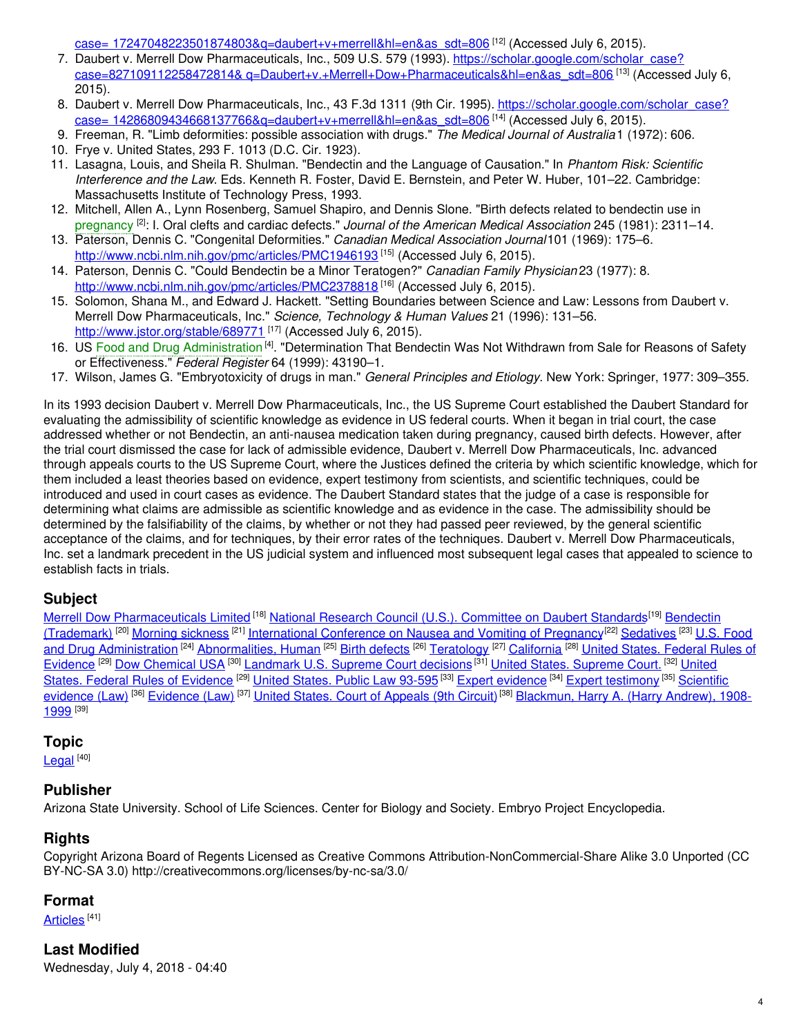case= 17247048223501874803&q=daubert+v+merrell&hl=en&as_sdt=806 [12] (Accessed July 6, 2015).

7. Daubert v. Merrell Dow Pharmaceuticals, Inc., 509 U.S. 579 (1993). https://scholar.google.com/scholar_case?case=827109112258472814& q=Daubert+v.+Merrell+Dow+Pharmaceuticals&hl=en&as_sdt=806 [13] (Accessed July 6, 2015).
8. Daubert v. Merrell Dow Pharmaceuticals, Inc., 43 F.3d 1311 (9th Cir. 1995). https://scholar.google.com/scholar_case?case= 14286809434668137766&q=daubert+v+merrell&hl=en&as_sdt=806 [14] (Accessed July 6, 2015).
9. Freeman, R. "Limb deformities: possible association with drugs." *The Medical Journal of Australia* 1 (1972): 606.
10. Frye v. United States, 293 F. 1013 (D.C. Cir. 1923).
11. Lasagna, Louis, and Sheila R. Shulman. "Bendectin and the Language of Causation." In *Phantom Risk: Scientific Interference and the Law*. Eds. Kenneth R. Foster, David E. Bernstein, and Peter W. Huber, 101–22. Cambridge: Massachusetts Institute of Technology Press, 1993.
12. Mitchell, Allen A., Lynn Rosenberg, Samuel Shapiro, and Dennis Slone. "Birth defects related to bendectin use in pregnancy [2]: I. Oral clefts and cardiac defects." *Journal of the American Medical Association* 245 (1981): 2311–14.
13. Paterson, Dennis C. "Congenital Deformities." *Canadian Medical Association Journal* 101 (1969): 175–6. http://www.ncbi.nlm.nih.gov/pmc/articles/PMC1946193 [15] (Accessed July 6, 2015).
14. Paterson, Dennis C. "Could Bendectin be a Minor Teratogen?" *Canadian Family Physician* 23 (1977): 8. http://www.ncbi.nlm.nih.gov/pmc/articles/PMC2378818 [16] (Accessed July 6, 2015).
15. Solomon, Shana M., and Edward J. Hackett. "Setting Boundaries between Science and Law: Lessons from Daubert v. Merrell Dow Pharmaceuticals, Inc." *Science, Technology & Human Values* 21 (1996): 131–56. http://www.jstor.org/stable/689771 [17] (Accessed July 6, 2015).
16. US Food and Drug Administration [4]. "Determination That Bendectin Was Not Withdrawn from Sale for Reasons of Safety or Effectiveness." *Federal Register* 64 (1999): 43190–1.
17. Wilson, James G. "Embryotoxicity of drugs in man." *General Principles and Etiology*. New York: Springer, 1977: 309–355.

In its 1993 decision Daubert v. Merrell Dow Pharmaceuticals, Inc., the US Supreme Court established the Daubert Standard for evaluating the admissibility of scientific knowledge as evidence in US federal courts. When it began in trial court, the case addressed whether or not Bendectin, an anti-nausea medication taken during pregnancy, caused birth defects. However, after the trial court dismissed the case for lack of admissible evidence, Daubert v. Merrell Dow Pharmaceuticals, Inc. advanced through appeals courts to the US Supreme Court, where the Justices defined the criteria by which scientific knowledge, which for them included a least theories based on evidence, expert testimony from scientists, and scientific techniques, could be introduced and used in court cases as evidence. The Daubert Standard states that the judge of a case is responsible for determining what claims are admissible as scientific knowledge and as evidence in the case. The admissibility should be determined by the falsifiability of the claims, by whether or not they had passed peer reviewed, by the general scientific acceptance of the claims, and for techniques, by their error rates of the techniques. Daubert v. Merrell Dow Pharmaceuticals, Inc. set a landmark precedent in the US judicial system and influenced most subsequent legal cases that appealed to science to establish facts in trials.

## Subject

Merrell Dow Pharmaceuticals Limited [18] National Research Council (U.S.). Committee on Daubert Standards[19] Bendectin (Trademark) [20] Morning sickness [21] International Conference on Nausea and Vomiting of Pregnancy[22] Sedatives [23] U.S. Food and Drug Administration [24] Abnormalities, Human [25] Birth defects [26] Teratology [27] California [28] United States. Federal Rules of Evidence [29] Dow Chemical USA [30] Landmark U.S. Supreme Court decisions[31] United States. Supreme Court. [32] United States. Federal Rules of Evidence [29] United States. Public Law 93-595 [33] Expert evidence [34] Expert testimony [35] Scientific evidence (Law) [36] Evidence (Law) [37] United States. Court of Appeals (9th Circuit) [38] Blackmun, Harry A. (Harry Andrew), 1908-1999 [39]

## Topic

Legal [40]

## Publisher

Arizona State University. School of Life Sciences. Center for Biology and Society. Embryo Project Encyclopedia.

## Rights

Copyright Arizona Board of Regents Licensed as Creative Commons Attribution-NonCommercial-Share Alike 3.0 Unported (CC BY-NC-SA 3.0) http://creativecommons.org/licenses/by-nc-sa/3.0/

## Format

Articles [41]

## Last Modified

Wednesday, July 4, 2018 - 04:40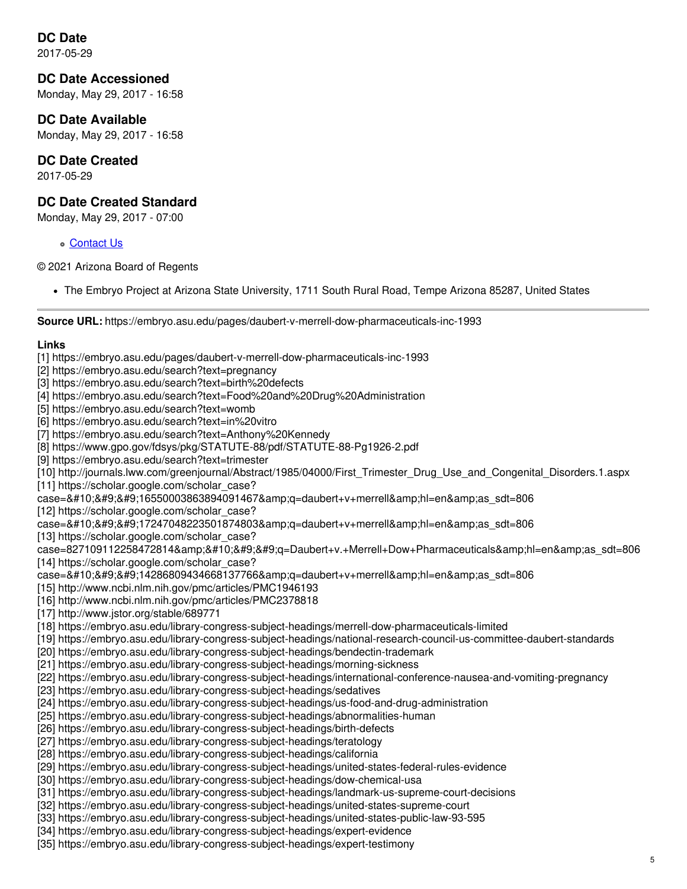**DC Date**
2017-05-29

**DC Date Accessioned**
Monday, May 29, 2017 - 16:58

**DC Date Available**
Monday, May 29, 2017 - 16:58

**DC Date Created**
2017-05-29

**DC Date Created Standard**
Monday, May 29, 2017 - 07:00

- Contact Us

© 2021 Arizona Board of Regents

- The Embryo Project at Arizona State University, 1711 South Rural Road, Tempe Arizona 85287, United States

---

**Source URL:** https://embryo.asu.edu/pages/daubert-v-merrell-dow-pharmaceuticals-inc-1993

**Links**

[1] https://embryo.asu.edu/pages/daubert-v-merrell-dow-pharmaceuticals-inc-1993
[2] https://embryo.asu.edu/search?text=pregnancy
[3] https://embryo.asu.edu/search?text=birth%20defects
[4] https://embryo.asu.edu/search?text=Food%20and%20Drug%20Administration
[5] https://embryo.asu.edu/search?text=womb
[6] https://embryo.asu.edu/search?text=in%20vitro
[7] https://embryo.asu.edu/search?text=Anthony%20Kennedy
[8] https://www.gpo.gov/fdsys/pkg/STATUTE-88/pdf/STATUTE-88-Pg1926-2.pdf
[9] https://embryo.asu.edu/search?text=trimester
[10] http://journals.lww.com/greenjournal/Abstract/1985/04000/First_Trimester_Drug_Use_and_Congenital_Disorders.1.aspx
[11] https://scholar.google.com/scholar_case?case=&#10;&#9;&#9;16550003863894091467&amp;q=daubert+v+merrell&amp;hl=en&amp;as_sdt=806
[12] https://scholar.google.com/scholar_case?case=&#10;&#9;&#9;17247048223501874803&amp;q=daubert+v+merrell&amp;hl=en&amp;as_sdt=806
[13] https://scholar.google.com/scholar_case?case=827109112258472814&amp;&#10;&#9;&#9;q=Daubert+v.+Merrell+Dow+Pharmaceuticals&amp;hl=en&amp;as_sdt=806
[14] https://scholar.google.com/scholar_case?case=&#10;&#9;&#9;14286809434668137766&amp;q=daubert+v+merrell&amp;hl=en&amp;as_sdt=806
[15] http://www.ncbi.nlm.nih.gov/pmc/articles/PMC1946193
[16] http://www.ncbi.nlm.nih.gov/pmc/articles/PMC2378818
[17] http://www.jstor.org/stable/689771
[18] https://embryo.asu.edu/library-congress-subject-headings/merrell-dow-pharmaceuticals-limited
[19] https://embryo.asu.edu/library-congress-subject-headings/national-research-council-us-committee-daubert-standards
[20] https://embryo.asu.edu/library-congress-subject-headings/bendectin-trademark
[21] https://embryo.asu.edu/library-congress-subject-headings/morning-sickness
[22] https://embryo.asu.edu/library-congress-subject-headings/international-conference-nausea-and-vomiting-pregnancy
[23] https://embryo.asu.edu/library-congress-subject-headings/sedatives
[24] https://embryo.asu.edu/library-congress-subject-headings/us-food-and-drug-administration
[25] https://embryo.asu.edu/library-congress-subject-headings/abnormalities-human
[26] https://embryo.asu.edu/library-congress-subject-headings/birth-defects
[27] https://embryo.asu.edu/library-congress-subject-headings/teratology
[28] https://embryo.asu.edu/library-congress-subject-headings/california
[29] https://embryo.asu.edu/library-congress-subject-headings/united-states-federal-rules-evidence
[30] https://embryo.asu.edu/library-congress-subject-headings/dow-chemical-usa
[31] https://embryo.asu.edu/library-congress-subject-headings/landmark-us-supreme-court-decisions
[32] https://embryo.asu.edu/library-congress-subject-headings/united-states-supreme-court
[33] https://embryo.asu.edu/library-congress-subject-headings/united-states-public-law-93-595
[34] https://embryo.asu.edu/library-congress-subject-headings/expert-evidence
[35] https://embryo.asu.edu/library-congress-subject-headings/expert-testimony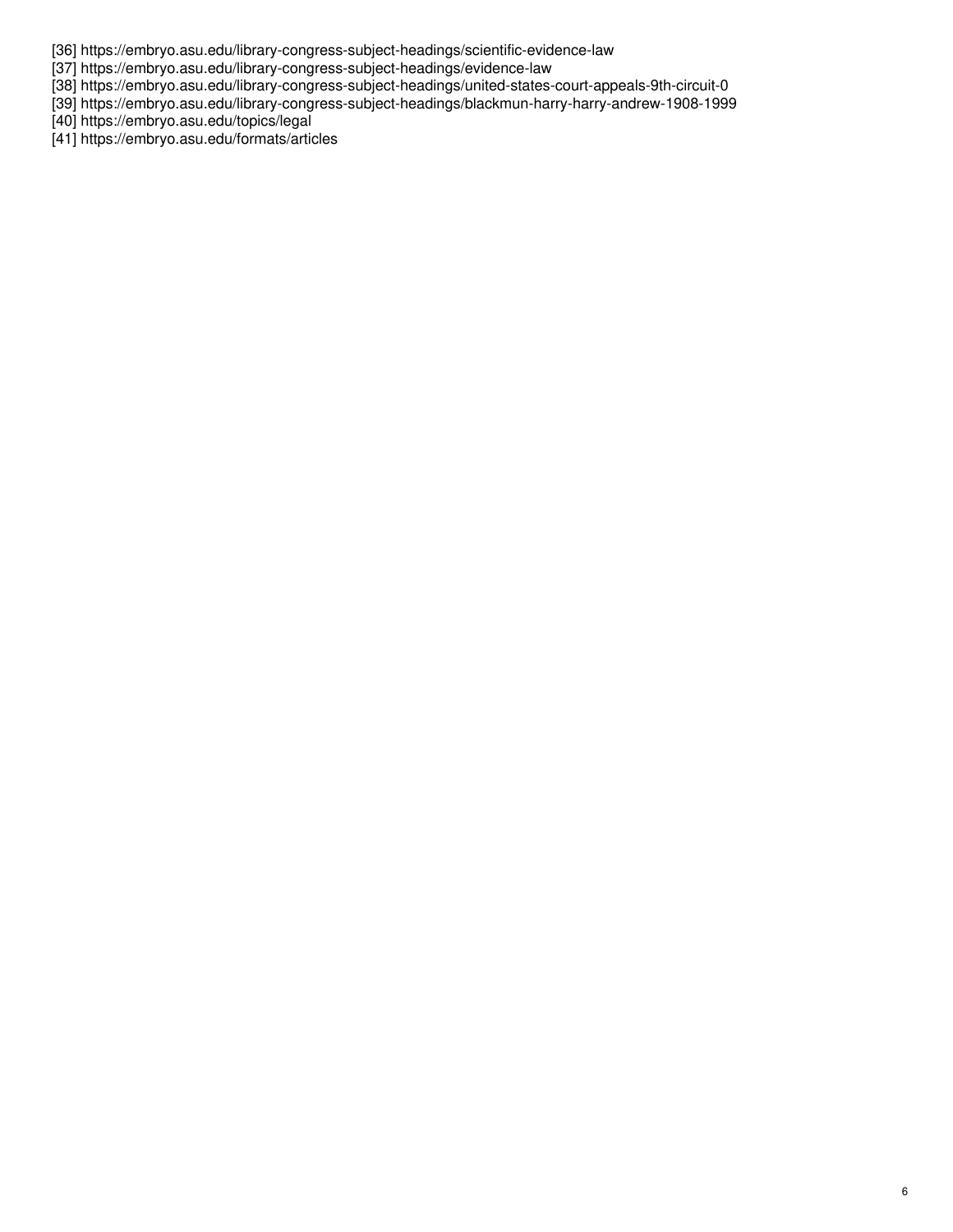[36] https://embryo.asu.edu/library-congress-subject-headings/scientific-evidence-law
[37] https://embryo.asu.edu/library-congress-subject-headings/evidence-law
[38] https://embryo.asu.edu/library-congress-subject-headings/united-states-court-appeals-9th-circuit-0
[39] https://embryo.asu.edu/library-congress-subject-headings/blackmun-harry-harry-andrew-1908-1999
[40] https://embryo.asu.edu/topics/legal
[41] https://embryo.asu.edu/formats/articles